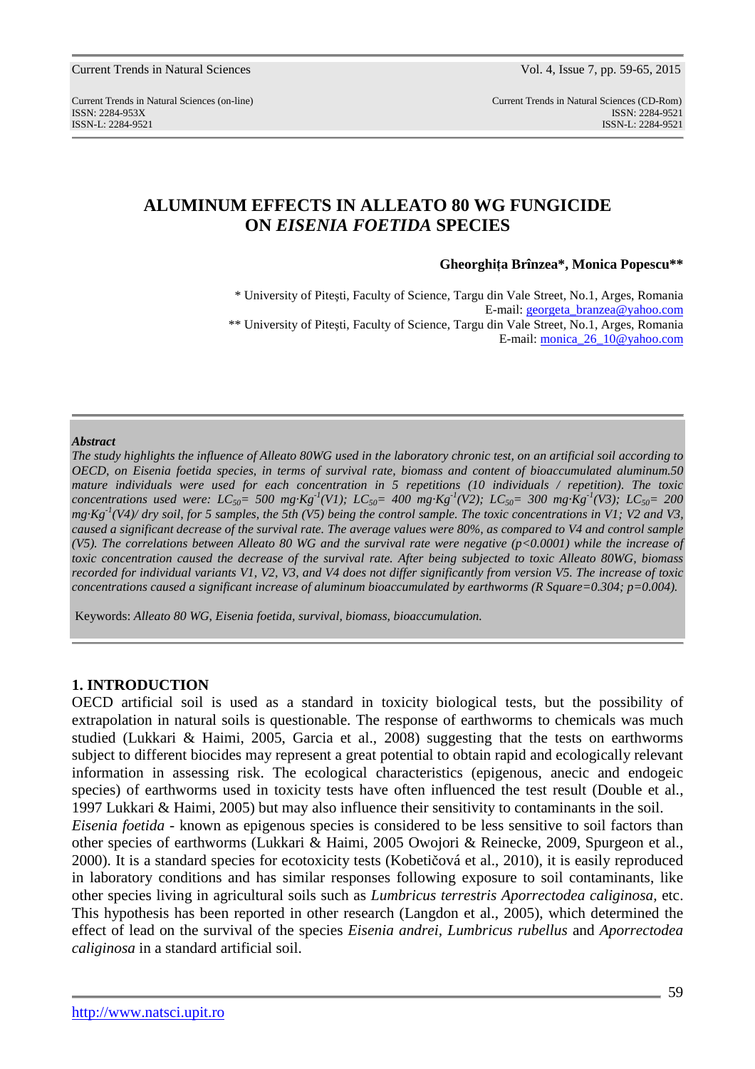# ALUMINUM EFFECTS IN ALLEATO 80 WG FUNGICIDE ON *EISENIA FOETIDA* SPECIES

**Gheorghița Brînzea*, Monica Popescu****

\* University of Pitești, Faculty of Science, Targu din Vale Street, No.1, Arges, Romania
E-mail: georgeta_branzea@yahoo.com
\*\* University of Pitești, Faculty of Science, Targu din Vale Street, No.1, Arges, Romania
E-mail: monica_26_10@yahoo.com

***Abstract***

*The study highlights the influence of Alleato 80WG used in the laboratory chronic test, on an artificial soil according to OECD, on Eisenia foetida species, in terms of survival rate, biomass and content of bioaccumulated aluminum.50 mature individuals were used for each concentration in 5 repetitions (10 individuals / repetition). The toxic concentrations used were: $LC_{50}$= 500 $mg \cdot Kg^{-1}$(V1); $LC_{50}$= 400 $mg \cdot Kg^{-1}$(V2); $LC_{50}$= 300 $mg \cdot Kg^{-1}$(V3); $LC_{50}$= 200 $mg \cdot Kg^{-1}$(V4)/ dry soil, for 5 samples, the 5th (V5) being the control sample. The toxic concentrations in V1; V2 and V3, caused a significant decrease of the survival rate. The average values were 80%, as compared to V4 and control sample (V5). The correlations between Alleato 80 WG and the survival rate were negative ($p<0.0001$) while the increase of toxic concentration caused the decrease of the survival rate. After being subjected to toxic Alleato 80WG, biomass recorded for individual variants V1, V2, V3, and V4 does not differ significantly from version V5. The increase of toxic concentrations caused a significant increase of aluminum bioaccumulated by earthworms (R Square=0.304; $p=0.004$).*

Keywords: *Alleato 80 WG, Eisenia foetida, survival, biomass, bioaccumulation.*

## 1. INTRODUCTION

OECD artificial soil is used as a standard in toxicity biological tests, but the possibility of extrapolation in natural soils is questionable. The response of earthworms to chemicals was much studied (Lukkari & Haimi, 2005, Garcia et al., 2008) suggesting that the tests on earthworms subject to different biocides may represent a great potential to obtain rapid and ecologically relevant information in assessing risk. The ecological characteristics (epigenous, anecic and endogeic species) of earthworms used in toxicity tests have often influenced the test result (Double et al., 1997 Lukkari & Haimi, 2005) but may also influence their sensitivity to contaminants in the soil.

*Eisenia foetida* - known as epigenous species is considered to be less sensitive to soil factors than other species of earthworms (Lukkari & Haimi, 2005 Owojori & Reinecke, 2009, Spurgeon et al., 2000). It is a standard species for ecotoxicity tests (Kobetičová et al., 2010), it is easily reproduced in laboratory conditions and has similar responses following exposure to soil contaminants, like other species living in agricultural soils such as *Lumbricus terrestris Aporrectodea caliginosa*, etc. This hypothesis has been reported in other research (Langdon et al., 2005), which determined the effect of lead on the survival of the species *Eisenia andrei*, *Lumbricus rubellus* and *Aporrectodea caliginosa* in a standard artificial soil.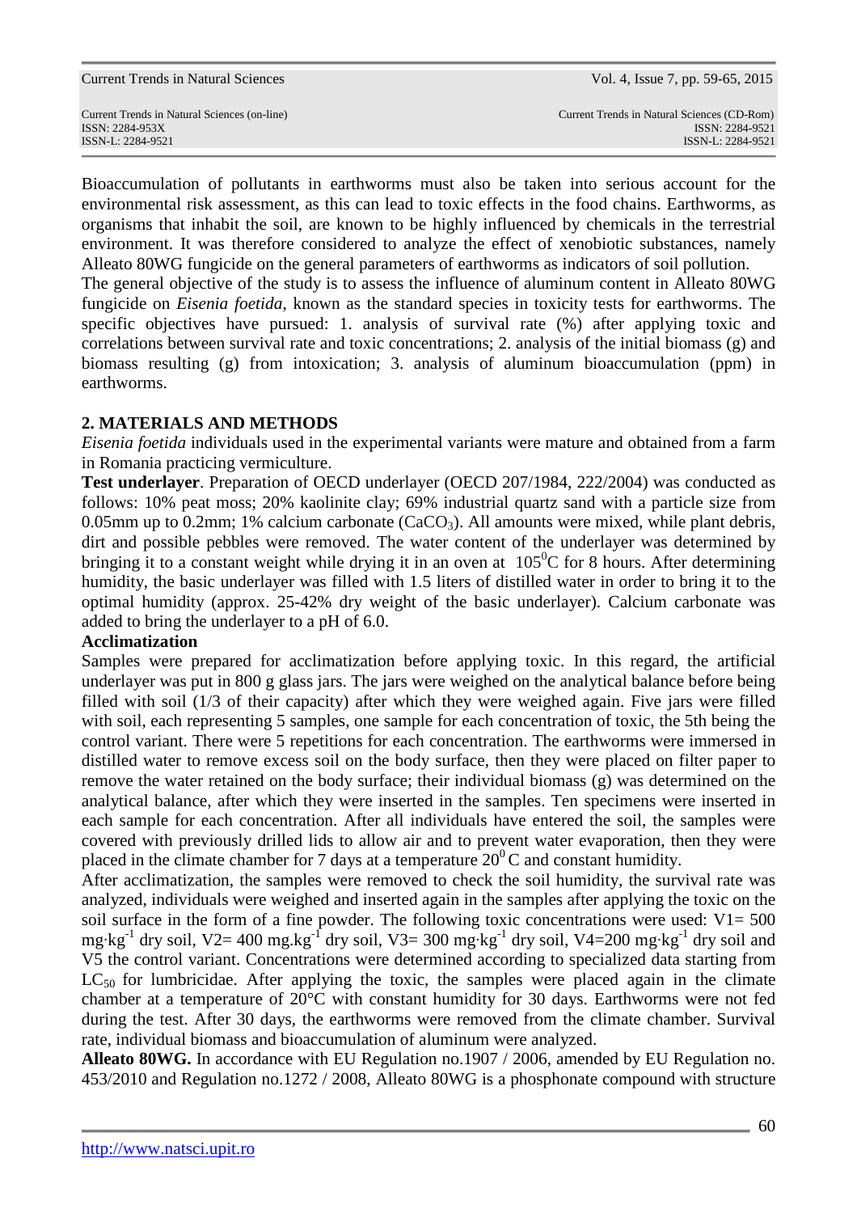Bioaccumulation of pollutants in earthworms must also be taken into serious account for the environmental risk assessment, as this can lead to toxic effects in the food chains. Earthworms, as organisms that inhabit the soil, are known to be highly influenced by chemicals in the terrestrial environment. It was therefore considered to analyze the effect of xenobiotic substances, namely Alleato 80WG fungicide on the general parameters of earthworms as indicators of soil pollution.

The general objective of the study is to assess the influence of aluminum content in Alleato 80WG fungicide on *Eisenia foetida*, known as the standard species in toxicity tests for earthworms. The specific objectives have pursued: 1. analysis of survival rate (%) after applying toxic and correlations between survival rate and toxic concentrations; 2. analysis of the initial biomass (g) and biomass resulting (g) from intoxication; 3. analysis of aluminum bioaccumulation (ppm) in earthworms.

## 2. MATERIALS AND METHODS

*Eisenia foetida* individuals used in the experimental variants were mature and obtained from a farm in Romania practicing vermiculture.

**Test underlayer**. Preparation of OECD underlayer (OECD 207/1984, 222/2004) was conducted as follows: 10% peat moss; 20% kaolinite clay; 69% industrial quartz sand with a particle size from 0.05mm up to 0.2mm; 1% calcium carbonate ($CaCO_3$). All amounts were mixed, while plant debris, dirt and possible pebbles were removed. The water content of the underlayer was determined by bringing it to a constant weight while drying it in an oven at $105^0$C for 8 hours. After determining humidity, the basic underlayer was filled with 1.5 liters of distilled water in order to bring it to the optimal humidity (approx. 25-42% dry weight of the basic underlayer). Calcium carbonate was added to bring the underlayer to a pH of 6.0.

**Acclimatization**

Samples were prepared for acclimatization before applying toxic. In this regard, the artificial underlayer was put in 800 g glass jars. The jars were weighed on the analytical balance before being filled with soil (1/3 of their capacity) after which they were weighed again. Five jars were filled with soil, each representing 5 samples, one sample for each concentration of toxic, the 5th being the control variant. There were 5 repetitions for each concentration. The earthworms were immersed in distilled water to remove excess soil on the body surface, then they were placed on filter paper to remove the water retained on the body surface; their individual biomass (g) was determined on the analytical balance, after which they were inserted in the samples. Ten specimens were inserted in each sample for each concentration. After all individuals have entered the soil, the samples were covered with previously drilled lids to allow air and to prevent water evaporation, then they were placed in the climate chamber for 7 days at a temperature $20^0$ C and constant humidity.

After acclimatization, the samples were removed to check the soil humidity, the survival rate was analyzed, individuals were weighed and inserted again in the samples after applying the toxic on the soil surface in the form of a fine powder. The following toxic concentrations were used: V1= 500 $mg \cdot kg^{-1}$ dry soil, V2= 400 $mg.kg^{-1}$ dry soil, V3= 300 $mg \cdot kg^{-1}$ dry soil, V4=200 $mg \cdot kg^{-1}$ dry soil and V5 the control variant. Concentrations were determined according to specialized data starting from $LC_{50}$ for lumbricidae. After applying the toxic, the samples were placed again in the climate chamber at a temperature of 20°C with constant humidity for 30 days. Earthworms were not fed during the test. After 30 days, the earthworms were removed from the climate chamber. Survival rate, individual biomass and bioaccumulation of aluminum were analyzed.

**Alleato 80WG.** In accordance with EU Regulation no.1907 / 2006, amended by EU Regulation no. 453/2010 and Regulation no.1272 / 2008, Alleato 80WG is a phosphonate compound with structure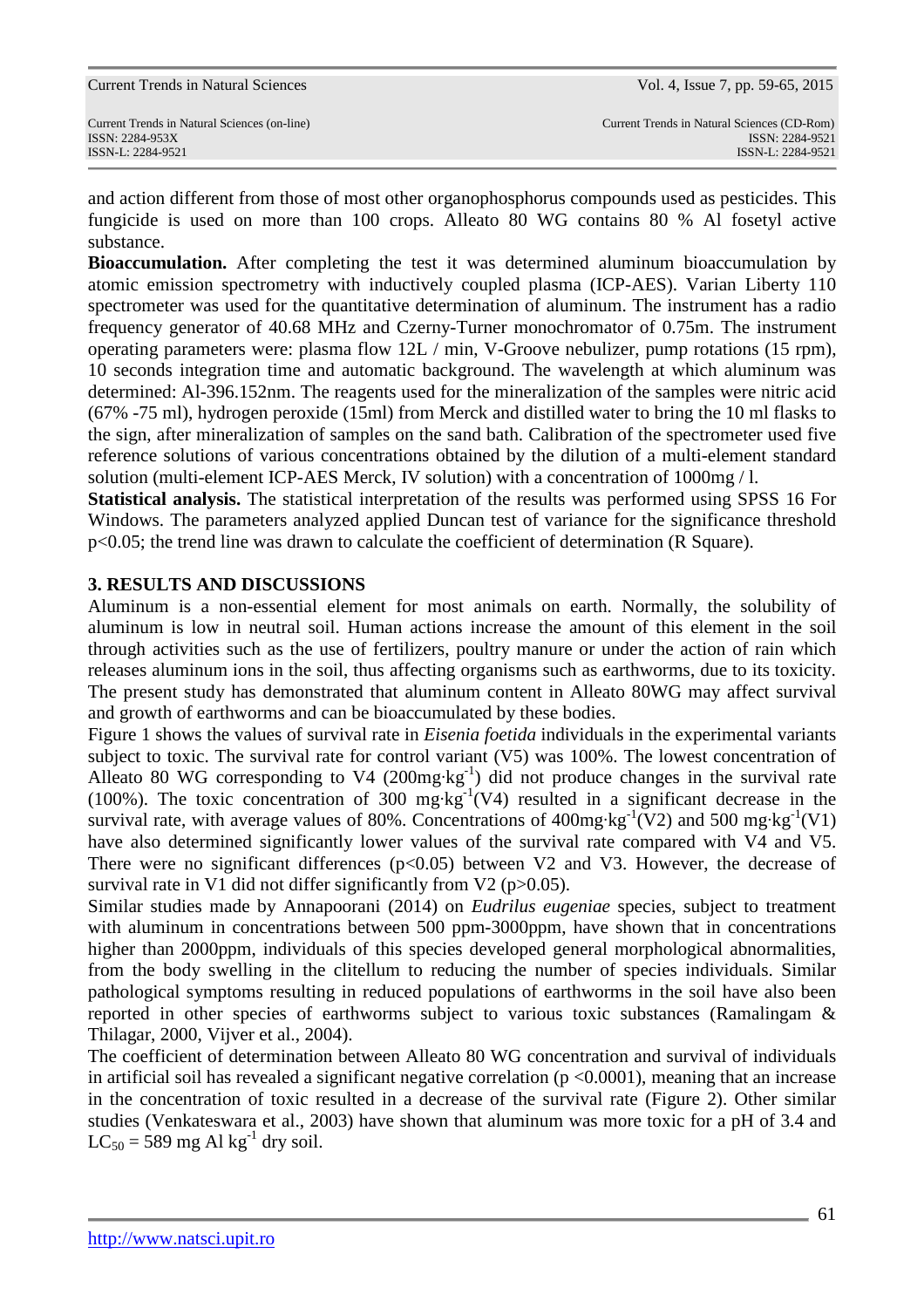and action different from those of most other organophosphorus compounds used as pesticides. This fungicide is used on more than 100 crops. Alleato 80 WG contains 80 % Al fosetyl active substance.

**Bioaccumulation.** After completing the test it was determined aluminum bioaccumulation by atomic emission spectrometry with inductively coupled plasma (ICP-AES). Varian Liberty 110 spectrometer was used for the quantitative determination of aluminum. The instrument has a radio frequency generator of 40.68 MHz and Czerny-Turner monochromator of 0.75m. The instrument operating parameters were: plasma flow 12L / min, V-Groove nebulizer, pump rotations (15 rpm), 10 seconds integration time and automatic background. The wavelength at which aluminum was determined: Al-396.152nm. The reagents used for the mineralization of the samples were nitric acid (67% -75 ml), hydrogen peroxide (15ml) from Merck and distilled water to bring the 10 ml flasks to the sign, after mineralization of samples on the sand bath. Calibration of the spectrometer used five reference solutions of various concentrations obtained by the dilution of a multi-element standard solution (multi-element ICP-AES Merck, IV solution) with a concentration of 1000mg / l.

**Statistical analysis.** The statistical interpretation of the results was performed using SPSS 16 For Windows. The parameters analyzed applied Duncan test of variance for the significance threshold $p<0.05$; the trend line was drawn to calculate the coefficient of determination (R Square).

## 3. RESULTS AND DISCUSSIONS

Aluminum is a non-essential element for most animals on earth. Normally, the solubility of aluminum is low in neutral soil. Human actions increase the amount of this element in the soil through activities such as the use of fertilizers, poultry manure or under the action of rain which releases aluminum ions in the soil, thus affecting organisms such as earthworms, due to its toxicity. The present study has demonstrated that aluminum content in Alleato 80WG may affect survival and growth of earthworms and can be bioaccumulated by these bodies.

Figure 1 shows the values of survival rate in *Eisenia foetida* individuals in the experimental variants subject to toxic. The survival rate for control variant (V5) was 100%. The lowest concentration of Alleato 80 WG corresponding to V4 (200mg·kg$^{-1}$) did not produce changes in the survival rate (100%). The toxic concentration of 300 mg·kg$^{-1}$(V4) resulted in a significant decrease in the survival rate, with average values of 80%. Concentrations of 400mg·kg$^{-1}$(V2) and 500 mg·kg$^{-1}$(V1) have also determined significantly lower values of the survival rate compared with V4 and V5. There were no significant differences ($p<0.05$) between V2 and V3. However, the decrease of survival rate in V1 did not differ significantly from V2 ($p>0.05$).

Similar studies made by Annapoorani (2014) on *Eudrilus eugeniae* species, subject to treatment with aluminum in concentrations between 500 ppm-3000ppm, have shown that in concentrations higher than 2000ppm, individuals of this species developed general morphological abnormalities, from the body swelling in the clitellum to reducing the number of species individuals. Similar pathological symptoms resulting in reduced populations of earthworms in the soil have also been reported in other species of earthworms subject to various toxic substances (Ramalingam & Thilagar, 2000, Vijver et al., 2004).

The coefficient of determination between Alleato 80 WG concentration and survival of individuals in artificial soil has revealed a significant negative correlation ($p <0.0001$), meaning that an increase in the concentration of toxic resulted in a decrease of the survival rate (Figure 2). Other similar studies (Venkateswara et al., 2003) have shown that aluminum was more toxic for a pH of 3.4 and $LC_{50}$ = 589 mg Al kg$^{-1}$ dry soil.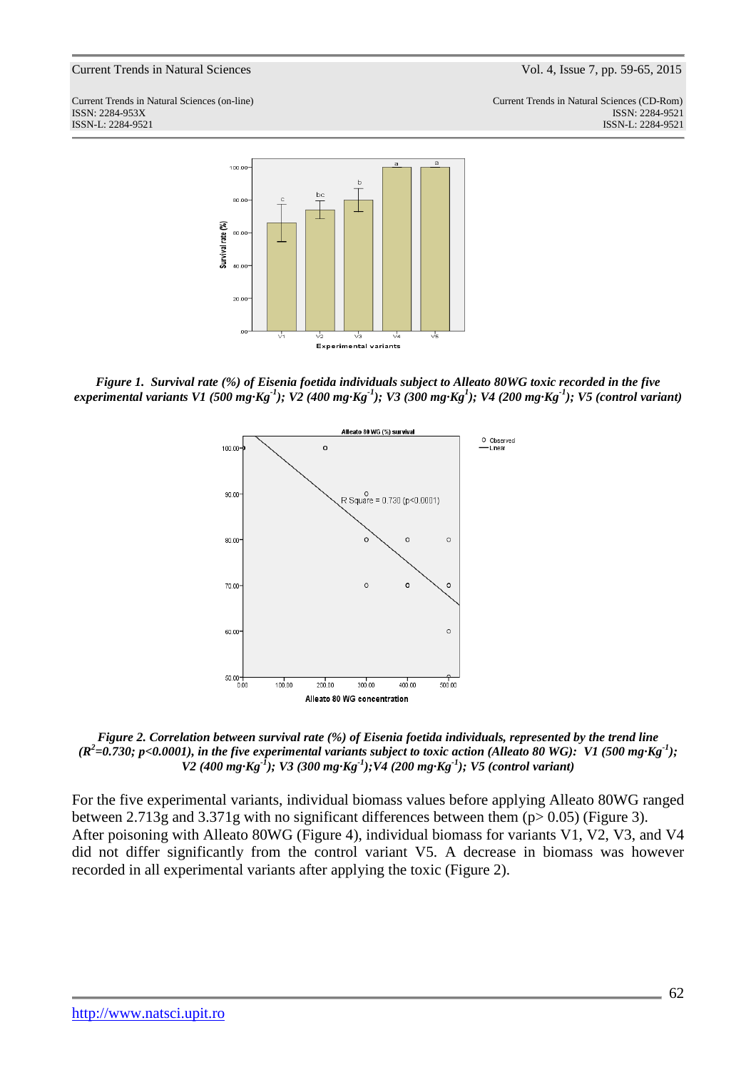*Figure 1. Survival rate (%) of Eisenia foetida individuals subject to Alleato 80WG toxic recorded in the five experimental variants V1 (500 mg·Kg$^{-1}$); V2 (400 mg·Kg$^{-1}$); V3 (300 mg·Kg$^{1}$); V4 (200 mg·Kg$^{-1}$); V5 (control variant)*

*Figure 2. Correlation between survival rate (%) of Eisenia foetida individuals, represented by the trend line ($R^2$=0.730; p<0.0001), in the five experimental variants subject to toxic action (Alleato 80 WG): V1 (500 mg·Kg$^{-1}$); V2 (400 mg·Kg$^{-1}$); V3 (300 mg·Kg$^{-1}$);V4 (200 mg·Kg$^{-1}$); V5 (control variant)*

For the five experimental variants, individual biomass values before applying Alleato 80WG ranged between 2.713g and 3.371g with no significant differences between them (p> 0.05) (Figure 3).
After poisoning with Alleato 80WG (Figure 4), individual biomass for variants V1, V2, V3, and V4 did not differ significantly from the control variant V5. A decrease in biomass was however recorded in all experimental variants after applying the toxic (Figure 2).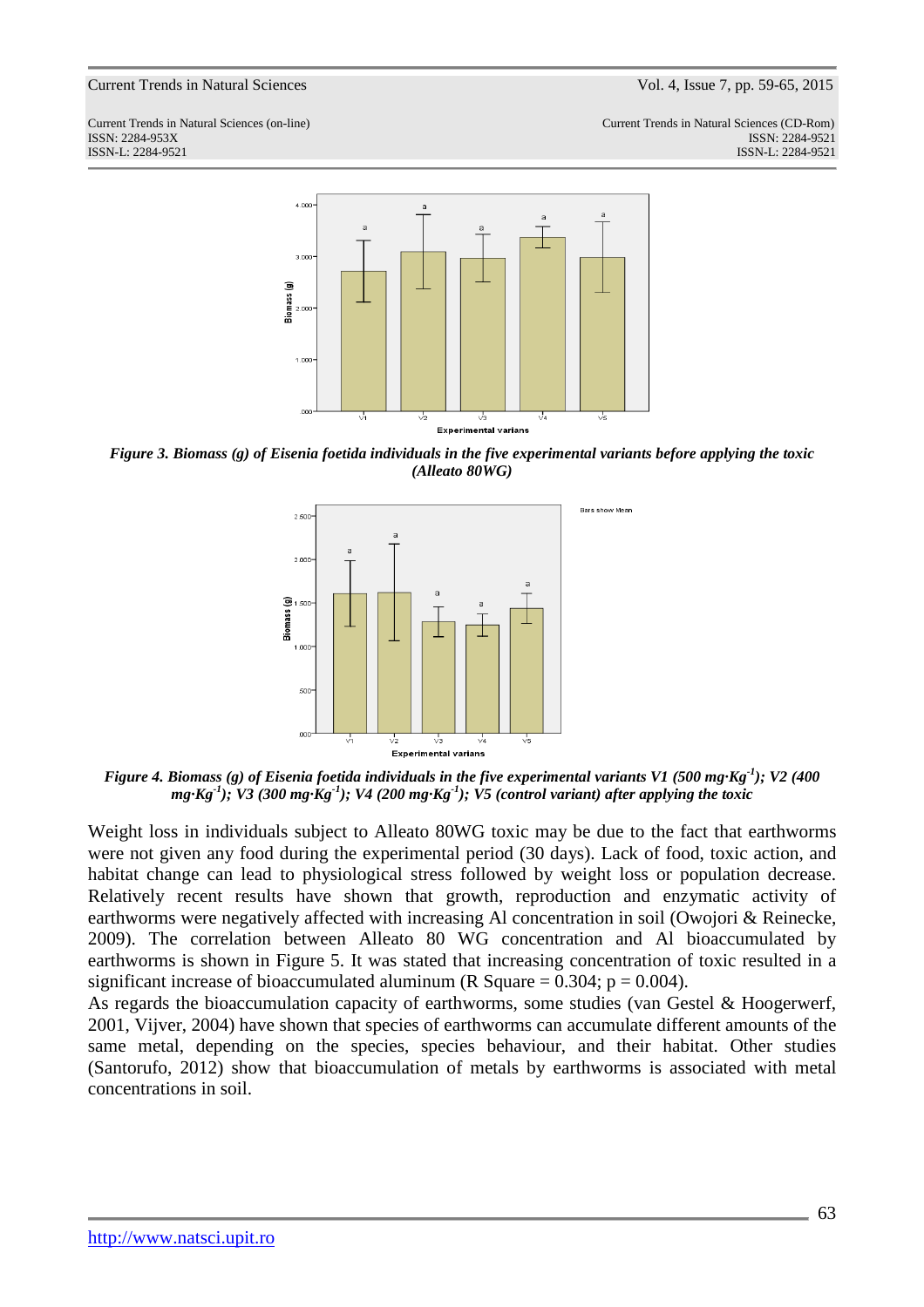*Figure 3. Biomass (g) of Eisenia foetida individuals in the five experimental variants before applying the toxic (Alleato 80WG)*

*Figure 4. Biomass (g) of Eisenia foetida individuals in the five experimental variants V1 (500 mg·Kg$^{-1}$); V2 (400 mg·Kg$^{-1}$); V3 (300 mg·Kg$^{-1}$); V4 (200 mg·Kg$^{-1}$); V5 (control variant) after applying the toxic*

Weight loss in individuals subject to Alleato 80WG toxic may be due to the fact that earthworms were not given any food during the experimental period (30 days). Lack of food, toxic action, and habitat change can lead to physiological stress followed by weight loss or population decrease. Relatively recent results have shown that growth, reproduction and enzymatic activity of earthworms were negatively affected with increasing Al concentration in soil (Owojori & Reinecke, 2009). The correlation between Alleato 80 WG concentration and Al bioaccumulated by earthworms is shown in Figure 5. It was stated that increasing concentration of toxic resulted in a significant increase of bioaccumulated aluminum (R Square = 0.304; p = 0.004).

As regards the bioaccumulation capacity of earthworms, some studies (van Gestel & Hoogerwerf, 2001, Vijver, 2004) have shown that species of earthworms can accumulate different amounts of the same metal, depending on the species, species behaviour, and their habitat. Other studies (Santorufo, 2012) show that bioaccumulation of metals by earthworms is associated with metal concentrations in soil.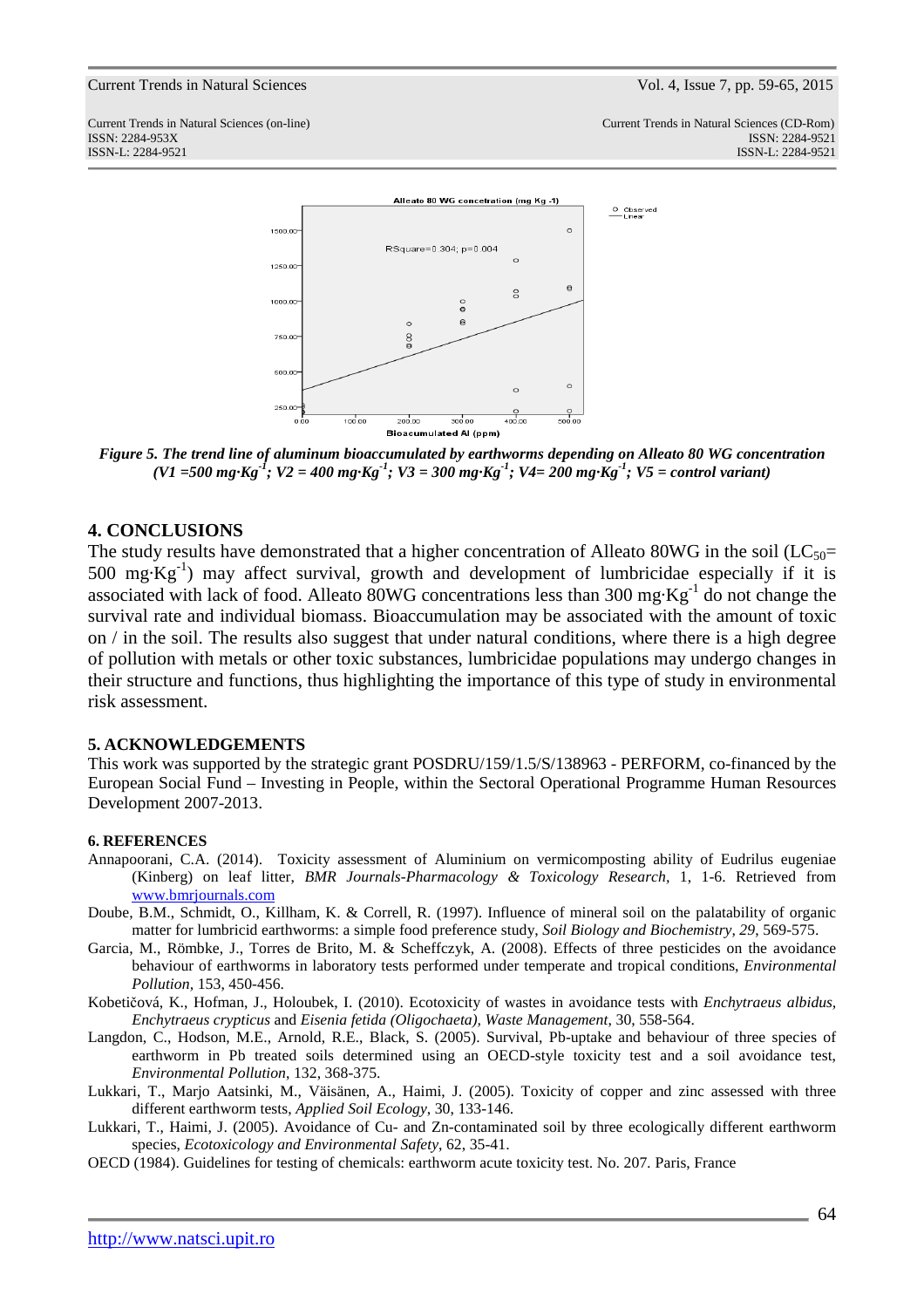*Figure 5. The trend line of aluminum bioaccumulated by earthworms depending on Alleato 80 WG concentration (V1 =500 mg·Kg$^{-1}$; V2 = 400 mg·Kg$^{-1}$; V3 = 300 mg·Kg$^{-1}$; V4= 200 mg·Kg$^{-1}$; V5 = control variant)*

## 4. CONCLUSIONS

The study results have demonstrated that a higher concentration of Alleato 80WG in the soil ($LC_{50}$= 500 mg·Kg$^{-1}$) may affect survival, growth and development of lumbricidae especially if it is associated with lack of food. Alleato 80WG concentrations less than 300 mg·Kg$^{-1}$ do not change the survival rate and individual biomass. Bioaccumulation may be associated with the amount of toxic on / in the soil. The results also suggest that under natural conditions, where there is a high degree of pollution with metals or other toxic substances, lumbricidae populations may undergo changes in their structure and functions, thus highlighting the importance of this type of study in environmental risk assessment.

## 5. ACKNOWLEDGEMENTS

This work was supported by the strategic grant POSDRU/159/1.5/S/138963 - PERFORM, co-financed by the European Social Fund – Investing in People, within the Sectoral Operational Programme Human Resources Development 2007-2013.

## 6. REFERENCES

Annapoorani, C.A. (2014). Toxicity assessment of Aluminium on vermicomposting ability of Eudrilus eugeniae (Kinberg) on leaf litter, *BMR Journals-Pharmacology & Toxicology Research*, 1, 1-6. Retrieved from www.bmrjournals.com

Doube, B.M., Schmidt, O., Killham, K. & Correll, R. (1997). Influence of mineral soil on the palatability of organic matter for lumbricid earthworms: a simple food preference study, *Soil Biology and Biochemistry, 29*, 569-575.

Garcia, M., Römbke, J., Torres de Brito, M. & Scheffczyk, A. (2008). Effects of three pesticides on the avoidance behaviour of earthworms in laboratory tests performed under temperate and tropical conditions, *Environmental Pollution*, 153, 450-456.

Kobetičová, K., Hofman, J., Holoubek, I. (2010). Ecotoxicity of wastes in avoidance tests with *Enchytraeus albidus*, *Enchytraeus crypticus* and *Eisenia fetida (Oligochaeta), Waste Management*, 30, 558-564.

Langdon, C., Hodson, M.E., Arnold, R.E., Black, S. (2005). Survival, Pb-uptake and behaviour of three species of earthworm in Pb treated soils determined using an OECD-style toxicity test and a soil avoidance test, *Environmental Pollution*, 132, 368-375.

Lukkari, T., Marjo Aatsinki, M., Väisänen, A., Haimi, J. (2005). Toxicity of copper and zinc assessed with three different earthworm tests, *Applied Soil Ecology*, 30, 133-146.

Lukkari, T., Haimi, J. (2005). Avoidance of Cu- and Zn-contaminated soil by three ecologically different earthworm species, *Ecotoxicology and Environmental Safety*, 62, 35-41.

OECD (1984). Guidelines for testing of chemicals: earthworm acute toxicity test. No. 207. Paris, France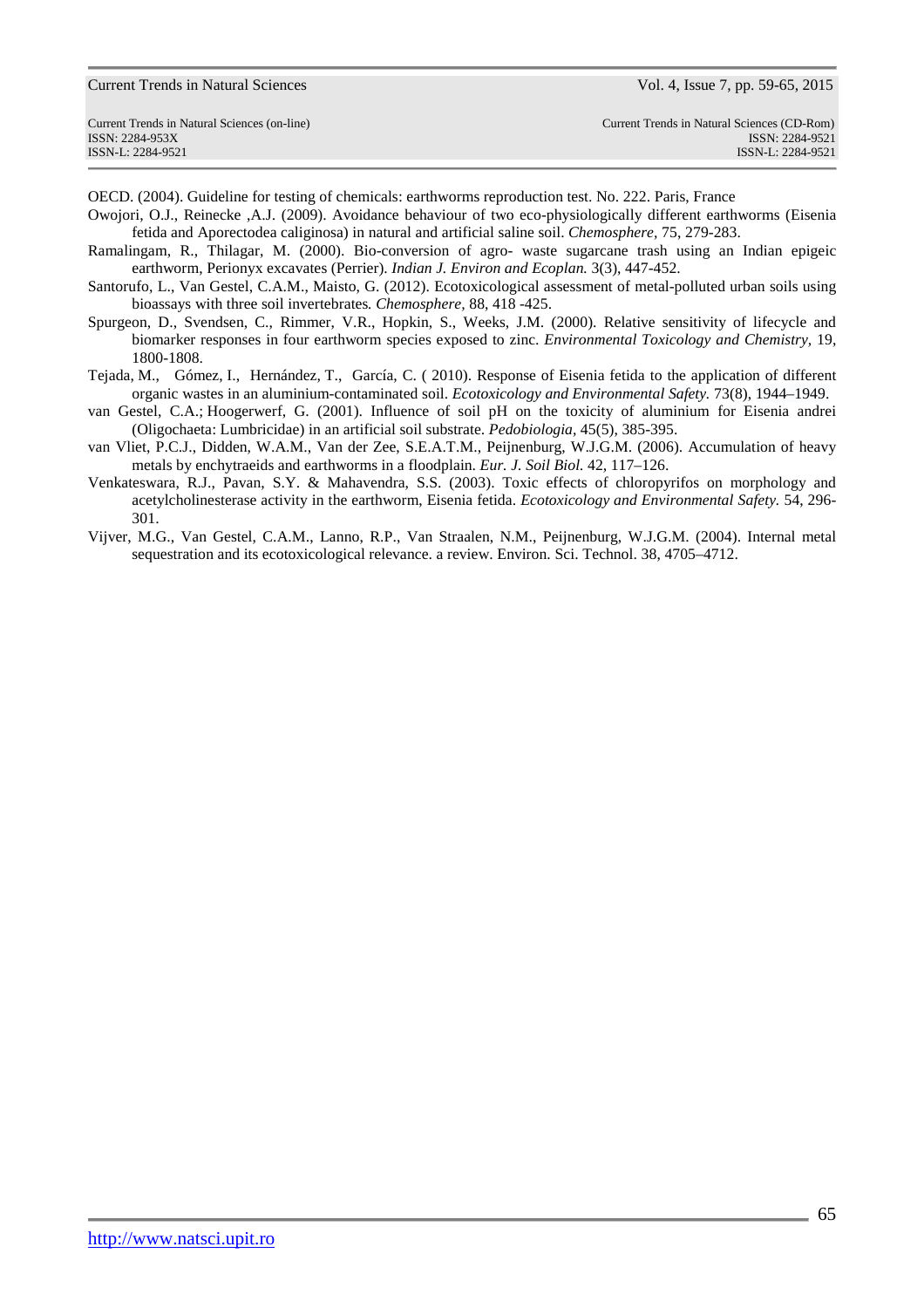OECD. (2004). Guideline for testing of chemicals: earthworms reproduction test. No. 222. Paris, France

Owojori, O.J., Reinecke ,A.J. (2009). Avoidance behaviour of two eco-physiologically different earthworms (Eisenia fetida and Aporectodea caliginosa) in natural and artificial saline soil. *Chemosphere,* 75, 279-283.

Ramalingam, R., Thilagar, M. (2000). Bio-conversion of agro- waste sugarcane trash using an Indian epigeic earthworm, Perionyx excavates (Perrier). *Indian J. Environ and Ecoplan.* 3(3), 447-452.

Santorufo, L., Van Gestel, C.A.M., Maisto, G. (2012). Ecotoxicological assessment of metal-polluted urban soils using bioassays with three soil invertebrates*. Chemosphere,* 88, 418 -425.

Spurgeon, D., Svendsen, C., Rimmer, V.R., Hopkin, S., Weeks, J.M. (2000). Relative sensitivity of lifecycle and biomarker responses in four earthworm species exposed to zinc. *Environmental Toxicology and Chemistry,* 19, 1800-1808.

Tejada, M., Gómez, I., Hernández, T., García, C. ( 2010). Response of Eisenia fetida to the application of different organic wastes in an aluminium-contaminated soil. *Ecotoxicology and Environmental Safety.* 73(8), 1944–1949.

van Gestel, C.A.; Hoogerwerf, G. (2001). Influence of soil pH on the toxicity of aluminium for Eisenia andrei (Oligochaeta: Lumbricidae) in an artificial soil substrate. *Pedobiologia,* 45(5), 385-395.

van Vliet, P.C.J., Didden, W.A.M., Van der Zee, S.E.A.T.M., Peijnenburg, W.J.G.M. (2006). Accumulation of heavy metals by enchytraeids and earthworms in a floodplain. *Eur. J. Soil Biol.* 42, 117–126.

Venkateswara, R.J., Pavan, S.Y. & Mahavendra, S.S. (2003). Toxic effects of chloropyrifos on morphology and acetylcholinesterase activity in the earthworm, Eisenia fetida. *Ecotoxicology and Environmental Safety.* 54, 296-301.

Vijver, M.G., Van Gestel, C.A.M., Lanno, R.P., Van Straalen, N.M., Peijnenburg, W.J.G.M. (2004). Internal metal sequestration and its ecotoxicological relevance. a review. Environ. Sci. Technol. 38, 4705–4712.